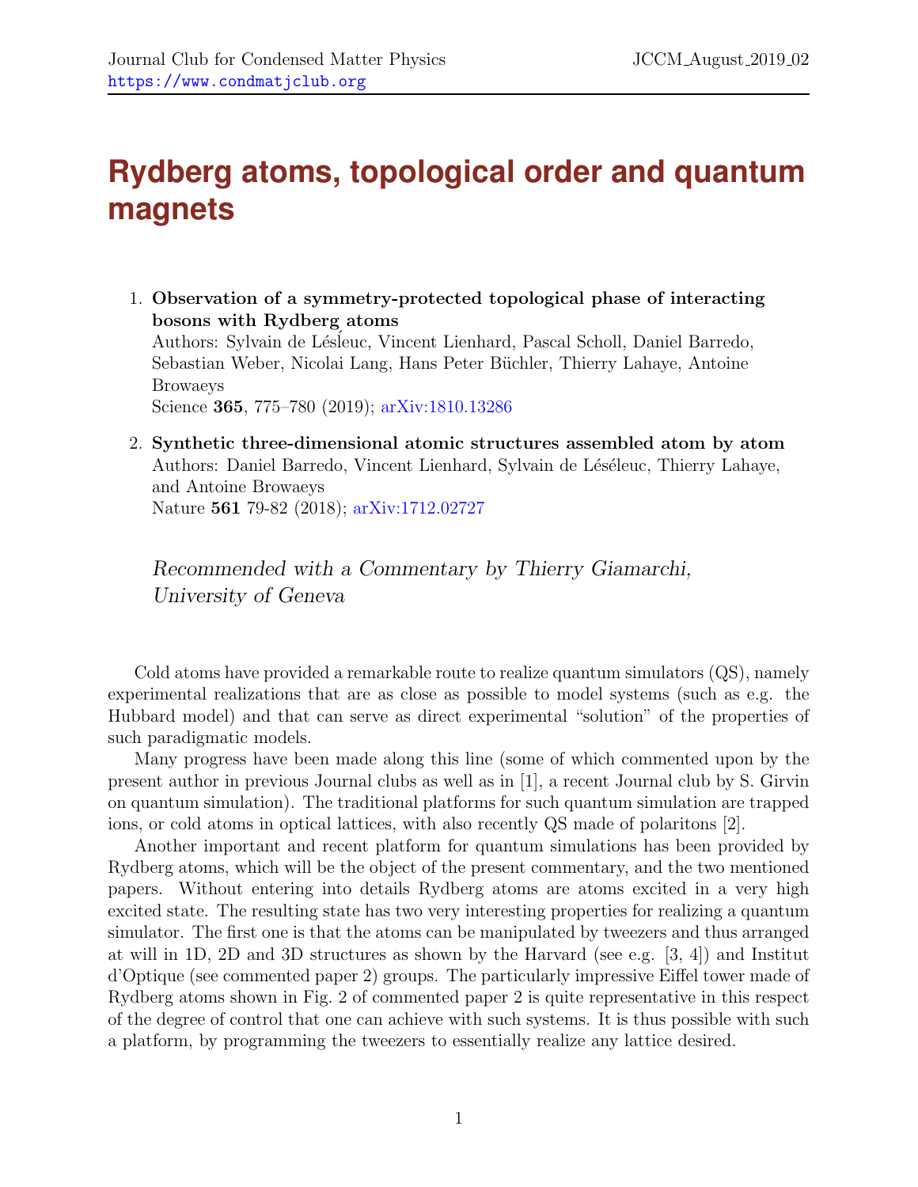# Rydberg atoms, topological order and quantum magnets

1. **Observation of a symmetry-protected topological phase of interacting bosons with Rydberg atoms**
   Authors: Sylvain de Lésleuc, Vincent Lienhard, Pascal Scholl, Daniel Barredo, Sebastian Weber, Nicolai Lang, Hans Peter Büchler, Thierry Lahaye, Antoine Browaeys
   Science **365**, 775–780 (2019); arXiv:1810.13286

2. **Synthetic three-dimensional atomic structures assembled atom by atom**
   Authors: Daniel Barredo, Vincent Lienhard, Sylvain de Léséleuc, Thierry Lahaye, and Antoine Browaeys
   Nature **561** 79-82 (2018); arXiv:1712.02727

*Recommended with a Commentary by Thierry Giamarchi, University of Geneva*

Cold atoms have provided a remarkable route to realize quantum simulators (QS), namely experimental realizations that are as close as possible to model systems (such as e.g. the Hubbard model) and that can serve as direct experimental "solution" of the properties of such paradigmatic models.

Many progress have been made along this line (some of which commented upon by the present author in previous Journal clubs as well as in [1], a recent Journal club by S. Girvin on quantum simulation). The traditional platforms for such quantum simulation are trapped ions, or cold atoms in optical lattices, with also recently QS made of polaritons [2].

Another important and recent platform for quantum simulations has been provided by Rydberg atoms, which will be the object of the present commentary, and the two mentioned papers. Without entering into details Rydberg atoms are atoms excited in a very high excited state. The resulting state has two very interesting properties for realizing a quantum simulator. The first one is that the atoms can be manipulated by tweezers and thus arranged at will in 1D, 2D and 3D structures as shown by the Harvard (see e.g. [3, 4]) and Institut d'Optique (see commented paper 2) groups. The particularly impressive Eiffel tower made of Rydberg atoms shown in Fig. 2 of commented paper 2 is quite representative in this respect of the degree of control that one can achieve with such systems. It is thus possible with such a platform, by programming the tweezers to essentially realize any lattice desired.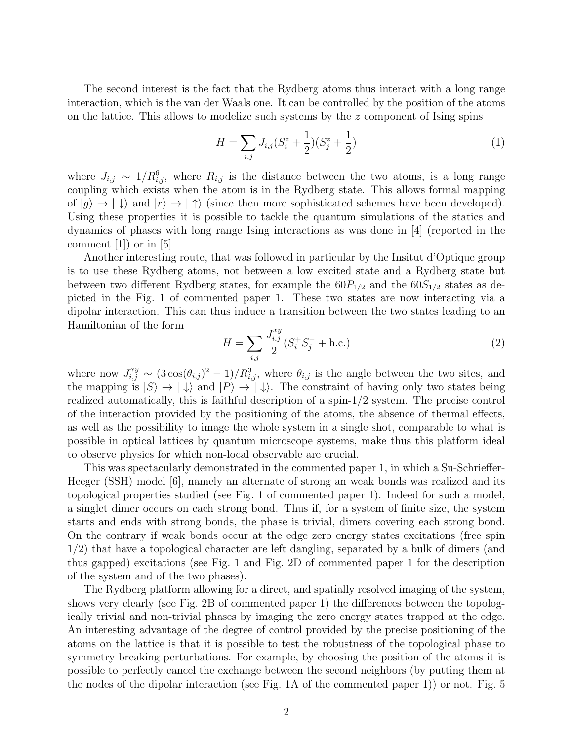The second interest is the fact that the Rydberg atoms thus interact with a long range interaction, which is the van der Waals one. It can be controlled by the position of the atoms on the lattice. This allows to modelize such systems by the $z$ component of Ising spins

$$H = \sum_{i,j} J_{i,j}(S_i^z + \frac{1}{2})(S_j^z + \frac{1}{2}) \tag{1}$$

where $J_{i,j} \sim 1/R_{i,j}^6$, where $R_{i,j}$ is the distance between the two atoms, is a long range coupling which exists when the atom is in the Rydberg state. This allows formal mapping of $|g\rangle \to |\downarrow\rangle$ and $|r\rangle \to |\uparrow\rangle$ (since then more sophisticated schemes have been developed). Using these properties it is possible to tackle the quantum simulations of the statics and dynamics of phases with long range Ising interactions as was done in [4] (reported in the comment [1]) or in [5].

Another interesting route, that was followed in particular by the Insitut d'Optique group is to use these Rydberg atoms, not between a low excited state and a Rydberg state but between two different Rydberg states, for example the $60P_{1/2}$ and the $60S_{1/2}$ states as depicted in the Fig. 1 of commented paper 1. These two states are now interacting via a dipolar interaction. This can thus induce a transition between the two states leading to an Hamiltonian of the form

$$H = \sum_{i,j} \frac{J_{i,j}^{xy}}{2}(S_i^+ S_j^- + \text{h.c.}) \tag{2}$$

where now $J_{i,j}^{xy} \sim (3\cos(\theta_{i,j})^2 - 1)/R_{i,j}^3$, where $\theta_{i,j}$ is the angle between the two sites, and the mapping is $|S\rangle \to |\downarrow\rangle$ and $|P\rangle \to |\downarrow\rangle$. The constraint of having only two states being realized automatically, this is faithful description of a spin-1/2 system. The precise control of the interaction provided by the positioning of the atoms, the absence of thermal effects, as well as the possibility to image the whole system in a single shot, comparable to what is possible in optical lattices by quantum microscope systems, make thus this platform ideal to observe physics for which non-local observable are crucial.

This was spectacularly demonstrated in the commented paper 1, in which a Su-Schrieffer-Heeger (SSH) model [6], namely an alternate of strong an weak bonds was realized and its topological properties studied (see Fig. 1 of commented paper 1). Indeed for such a model, a singlet dimer occurs on each strong bond. Thus if, for a system of finite size, the system starts and ends with strong bonds, the phase is trivial, dimers covering each strong bond. On the contrary if weak bonds occur at the edge zero energy states excitations (free spin 1/2) that have a topological character are left dangling, separated by a bulk of dimers (and thus gapped) excitations (see Fig. 1 and Fig. 2D of commented paper 1 for the description of the system and of the two phases).

The Rydberg platform allowing for a direct, and spatially resolved imaging of the system, shows very clearly (see Fig. 2B of commented paper 1) the differences between the topologically trivial and non-trivial phases by imaging the zero energy states trapped at the edge. An interesting advantage of the degree of control provided by the precise positioning of the atoms on the lattice is that it is possible to test the robustness of the topological phase to symmetry breaking perturbations. For example, by choosing the position of the atoms it is possible to perfectly cancel the exchange between the second neighbors (by putting them at the nodes of the dipolar interaction (see Fig. 1A of the commented paper 1)) or not. Fig. 5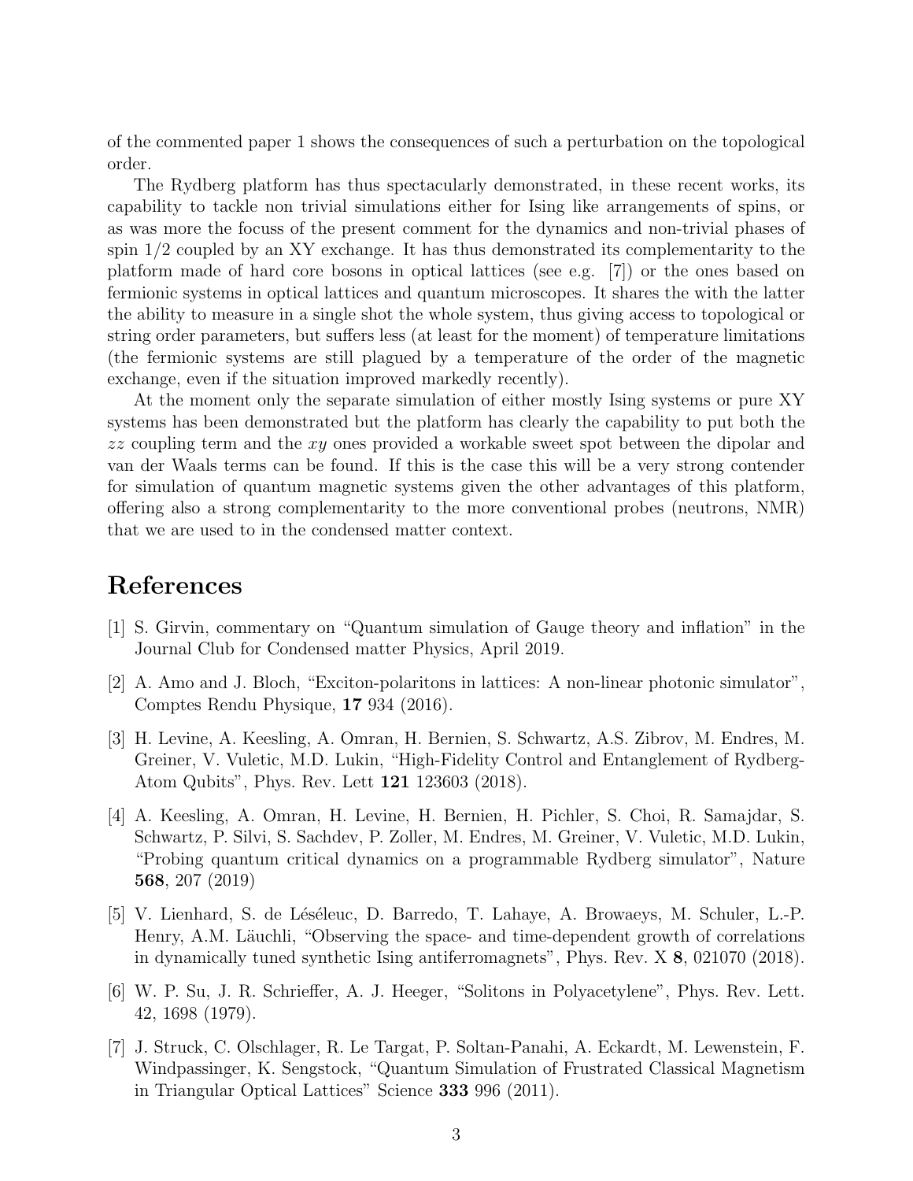of the commented paper 1 shows the consequences of such a perturbation on the topological order.

The Rydberg platform has thus spectacularly demonstrated, in these recent works, its capability to tackle non trivial simulations either for Ising like arrangements of spins, or as was more the focuss of the present comment for the dynamics and non-trivial phases of spin 1/2 coupled by an XY exchange. It has thus demonstrated its complementarity to the platform made of hard core bosons in optical lattices (see e.g. [7]) or the ones based on fermionic systems in optical lattices and quantum microscopes. It shares the with the latter the ability to measure in a single shot the whole system, thus giving access to topological or string order parameters, but suffers less (at least for the moment) of temperature limitations (the fermionic systems are still plagued by a temperature of the order of the magnetic exchange, even if the situation improved markedly recently).

At the moment only the separate simulation of either mostly Ising systems or pure XY systems has been demonstrated but the platform has clearly the capability to put both the $zz$ coupling term and the $xy$ ones provided a workable sweet spot between the dipolar and van der Waals terms can be found. If this is the case this will be a very strong contender for simulation of quantum magnetic systems given the other advantages of this platform, offering also a strong complementarity to the more conventional probes (neutrons, NMR) that we are used to in the condensed matter context.

# References

[1] S. Girvin, commentary on "Quantum simulation of Gauge theory and inflation" in the Journal Club for Condensed matter Physics, April 2019.

[2] A. Amo and J. Bloch, "Exciton-polaritons in lattices: A non-linear photonic simulator", Comptes Rendu Physique, **17** 934 (2016).

[3] H. Levine, A. Keesling, A. Omran, H. Bernien, S. Schwartz, A.S. Zibrov, M. Endres, M. Greiner, V. Vuletic, M.D. Lukin, "High-Fidelity Control and Entanglement of Rydberg-Atom Qubits", Phys. Rev. Lett **121** 123603 (2018).

[4] A. Keesling, A. Omran, H. Levine, H. Bernien, H. Pichler, S. Choi, R. Samajdar, S. Schwartz, P. Silvi, S. Sachdev, P. Zoller, M. Endres, M. Greiner, V. Vuletic, M.D. Lukin, "Probing quantum critical dynamics on a programmable Rydberg simulator", Nature **568**, 207 (2019)

[5] V. Lienhard, S. de Léséleuc, D. Barredo, T. Lahaye, A. Browaeys, M. Schuler, L.-P. Henry, A.M. Läuchli, "Observing the space- and time-dependent growth of correlations in dynamically tuned synthetic Ising antiferromagnets", Phys. Rev. X **8**, 021070 (2018).

[6] W. P. Su, J. R. Schrieffer, A. J. Heeger, "Solitons in Polyacetylene", Phys. Rev. Lett. 42, 1698 (1979).

[7] J. Struck, C. Olschlager, R. Le Targat, P. Soltan-Panahi, A. Eckardt, M. Lewenstein, F. Windpassinger, K. Sengstock, "Quantum Simulation of Frustrated Classical Magnetism in Triangular Optical Lattices" Science **333** 996 (2011).